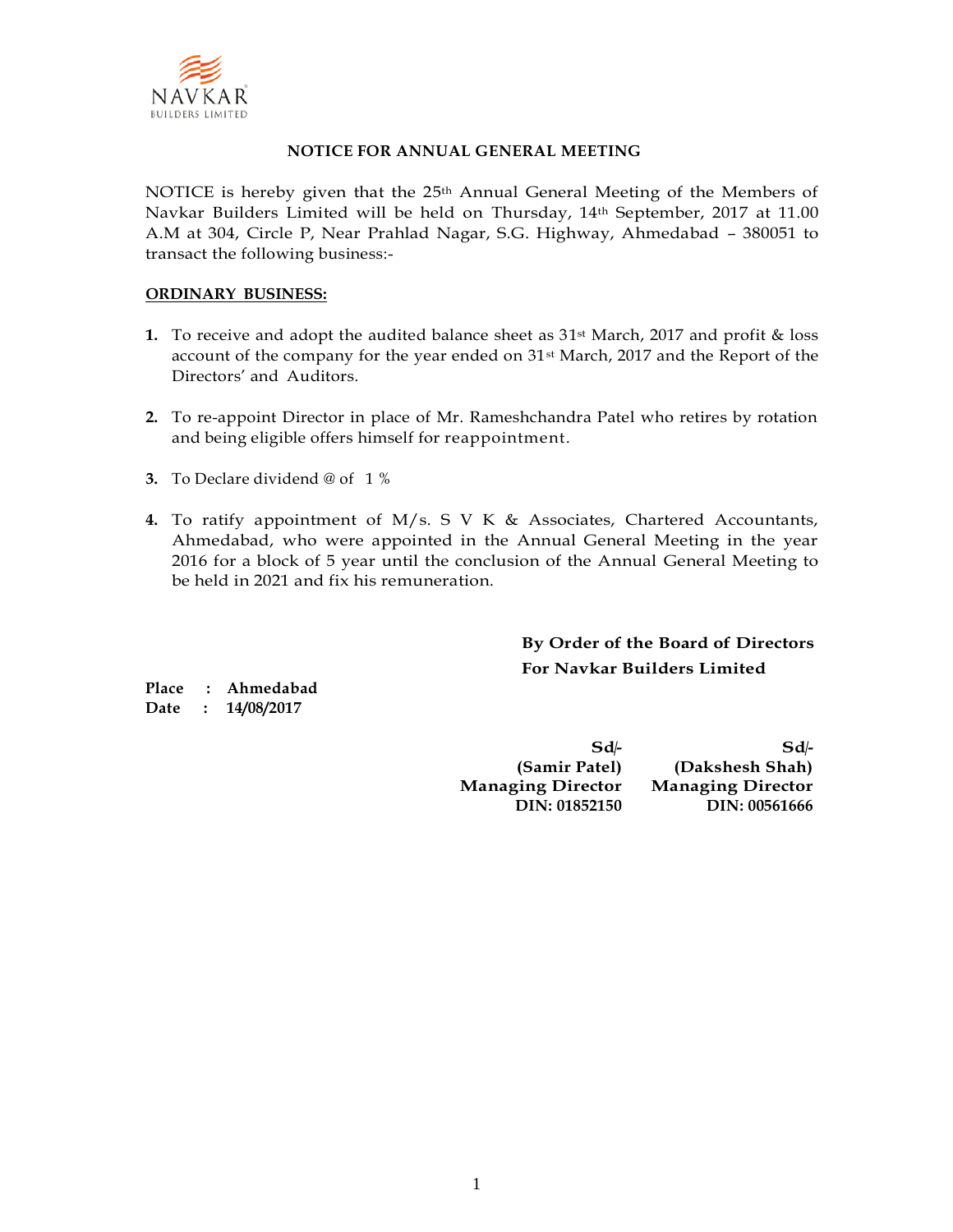NAVKAR
BUILDERS LIMITED

# NOTICE FOR ANNUAL GENERAL MEETING

NOTICE is hereby given that the 25th Annual General Meeting of the Members of Navkar Builders Limited will be held on Thursday, 14th September, 2017 at 11.00 A.M at 304, Circle P, Near Prahlad Nagar, S.G. Highway, Ahmedabad – 380051 to transact the following business:-

## ORDINARY BUSINESS:

1. To receive and adopt the audited balance sheet as 31st March, 2017 and profit & loss account of the company for the year ended on 31st March, 2017 and the Report of the Directors' and Auditors.

2. To re-appoint Director in place of Mr. Rameshchandra Patel who retires by rotation and being eligible offers himself for reappointment.

3. To Declare dividend @ of 1 %

4. To ratify appointment of M/s. S V K & Associates, Chartered Accountants, Ahmedabad, who were appointed in the Annual General Meeting in the year 2016 for a block of 5 year until the conclusion of the Annual General Meeting to be held in 2021 and fix his remuneration.

**By Order of the Board of Directors**
**For Navkar Builders Limited**

**Place : Ahmedabad**
**Date : 14/08/2017**

| Sd/- | Sd/- |
|---|---|
| **(Samir Patel)** | **(Dakshesh Shah)** |
| **Managing Director** | **Managing Director** |
| **DIN: 01852150** | **DIN: 00561666** |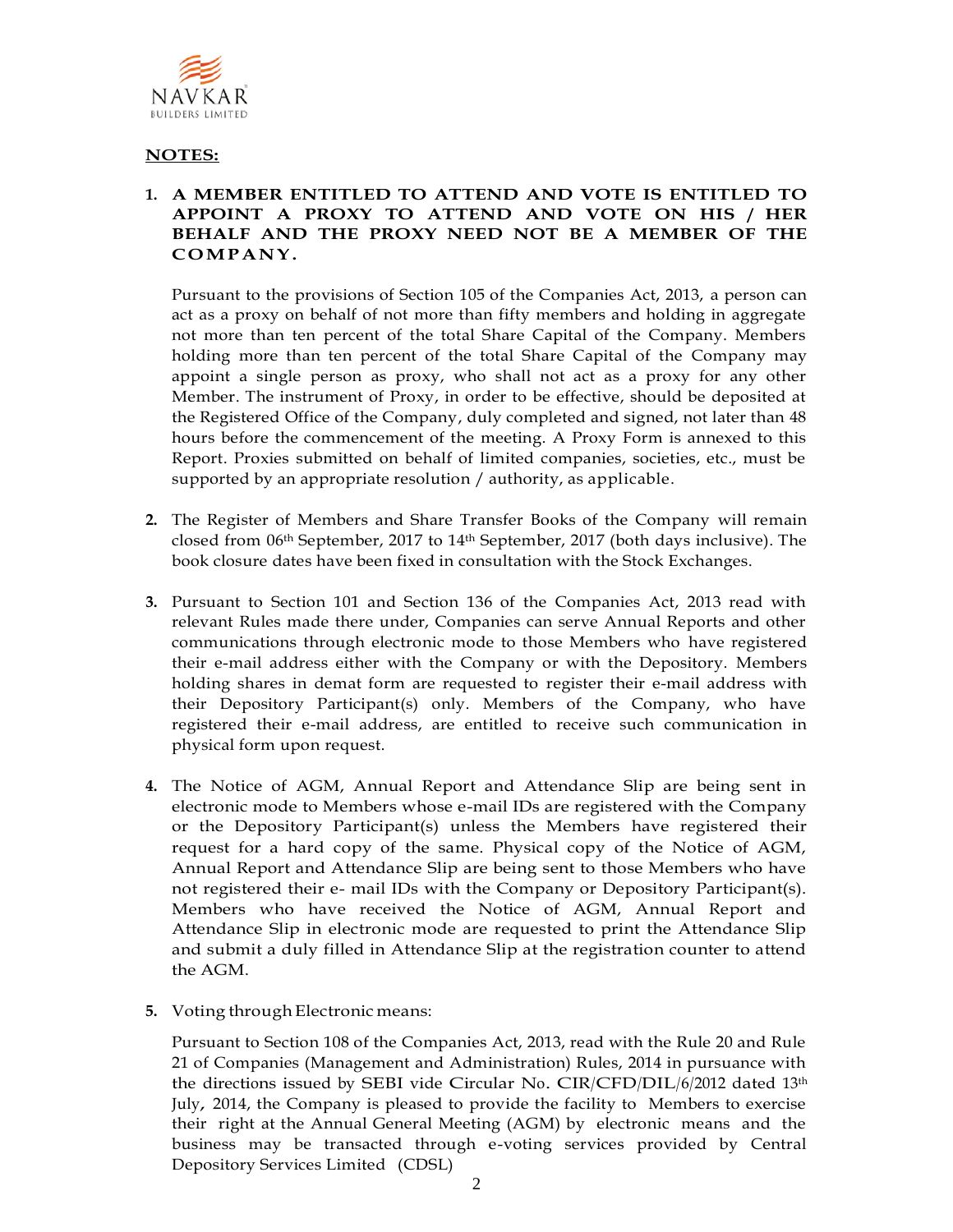## NOTES:

1. **A MEMBER ENTITLED TO ATTEND AND VOTE IS ENTITLED TO APPOINT A PROXY TO ATTEND AND VOTE ON HIS / HER BEHALF AND THE PROXY NEED NOT BE A MEMBER OF THE COMPANY.**

   Pursuant to the provisions of Section 105 of the Companies Act, 2013, a person can act as a proxy on behalf of not more than fifty members and holding in aggregate not more than ten percent of the total Share Capital of the Company. Members holding more than ten percent of the total Share Capital of the Company may appoint a single person as proxy, who shall not act as a proxy for any other Member. The instrument of Proxy, in order to be effective, should be deposited at the Registered Office of the Company, duly completed and signed, not later than 48 hours before the commencement of the meeting. A Proxy Form is annexed to this Report. Proxies submitted on behalf of limited companies, societies, etc., must be supported by an appropriate resolution / authority, as applicable.

2. The Register of Members and Share Transfer Books of the Company will remain closed from 06th September, 2017 to 14th September, 2017 (both days inclusive). The book closure dates have been fixed in consultation with the Stock Exchanges.

3. Pursuant to Section 101 and Section 136 of the Companies Act, 2013 read with relevant Rules made there under, Companies can serve Annual Reports and other communications through electronic mode to those Members who have registered their e-mail address either with the Company or with the Depository. Members holding shares in demat form are requested to register their e-mail address with their Depository Participant(s) only. Members of the Company, who have registered their e-mail address, are entitled to receive such communication in physical form upon request.

4. The Notice of AGM, Annual Report and Attendance Slip are being sent in electronic mode to Members whose e-mail IDs are registered with the Company or the Depository Participant(s) unless the Members have registered their request for a hard copy of the same. Physical copy of the Notice of AGM, Annual Report and Attendance Slip are being sent to those Members who have not registered their e- mail IDs with the Company or Depository Participant(s). Members who have received the Notice of AGM, Annual Report and Attendance Slip in electronic mode are requested to print the Attendance Slip and submit a duly filled in Attendance Slip at the registration counter to attend the AGM.

5. Voting through Electronic means:

   Pursuant to Section 108 of the Companies Act, 2013, read with the Rule 20 and Rule 21 of Companies (Management and Administration) Rules, 2014 in pursuance with the directions issued by SEBI vide Circular No. CIR/CFD/DIL/6/2012 dated 13th July, 2014, the Company is pleased to provide the facility to Members to exercise their right at the Annual General Meeting (AGM) by electronic means and the business may be transacted through e-voting services provided by Central Depository Services Limited (CDSL)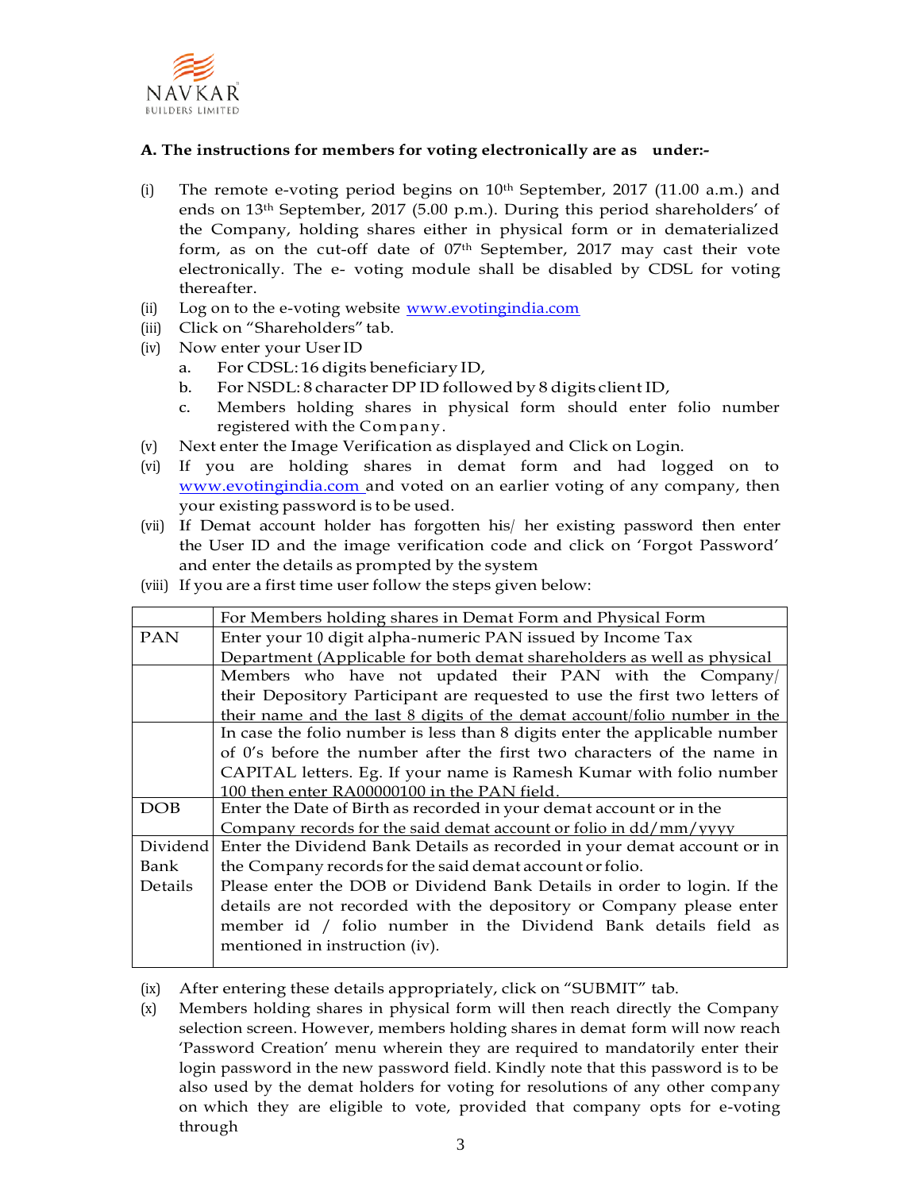**A. The instructions for members for voting electronically are as under:-**

(i) The remote e-voting period begins on 10th September, 2017 (11.00 a.m.) and ends on 13th September, 2017 (5.00 p.m.). During this period shareholders' of the Company, holding shares either in physical form or in dematerialized form, as on the cut-off date of 07th September, 2017 may cast their vote electronically. The e- voting module shall be disabled by CDSL for voting thereafter.

(ii) Log on to the e-voting website www.evotingindia.com

(iii) Click on "Shareholders" tab.

(iv) Now enter your User ID

   a. For CDSL: 16 digits beneficiary ID,
   b. For NSDL: 8 character DP ID followed by 8 digits client ID,
   c. Members holding shares in physical form should enter folio number registered with the Company.

(v) Next enter the Image Verification as displayed and Click on Login.

(vi) If you are holding shares in demat form and had logged on to www.evotingindia.com and voted on an earlier voting of any company, then your existing password is to be used.

(vii) If Demat account holder has forgotten his/ her existing password then enter the User ID and the image verification code and click on 'Forgot Password' and enter the details as prompted by the system

(viii) If you are a first time user follow the steps given below:

| | For Members holding shares in Demat Form and Physical Form |
|---|---|
| PAN | Enter your 10 digit alpha-numeric PAN issued by Income Tax Department (Applicable for both demat shareholders as well as physical |
| | Members who have not updated their PAN with the Company/ their Depository Participant are requested to use the first two letters of their name and the last 8 digits of the demat account/folio number in the |
| | In case the folio number is less than 8 digits enter the applicable number of 0's before the number after the first two characters of the name in CAPITAL letters. Eg. If your name is Ramesh Kumar with folio number 100 then enter RA00000100 in the PAN field. |
| DOB | Enter the Date of Birth as recorded in your demat account or in the Company records for the said demat account or folio in dd/mm/yyyy |
| Dividend Bank Details | Enter the Dividend Bank Details as recorded in your demat account or in the Company records for the said demat account or folio.<br>Please enter the DOB or Dividend Bank Details in order to login. If the details are not recorded with the depository or Company please enter member id / folio number in the Dividend Bank details field as mentioned in instruction (iv). |

(ix) After entering these details appropriately, click on "SUBMIT" tab.

(x) Members holding shares in physical form will then reach directly the Company selection screen. However, members holding shares in demat form will now reach 'Password Creation' menu wherein they are required to mandatorily enter their login password in the new password field. Kindly note that this password is to be also used by the demat holders for voting for resolutions of any other company on which they are eligible to vote, provided that company opts for e-voting through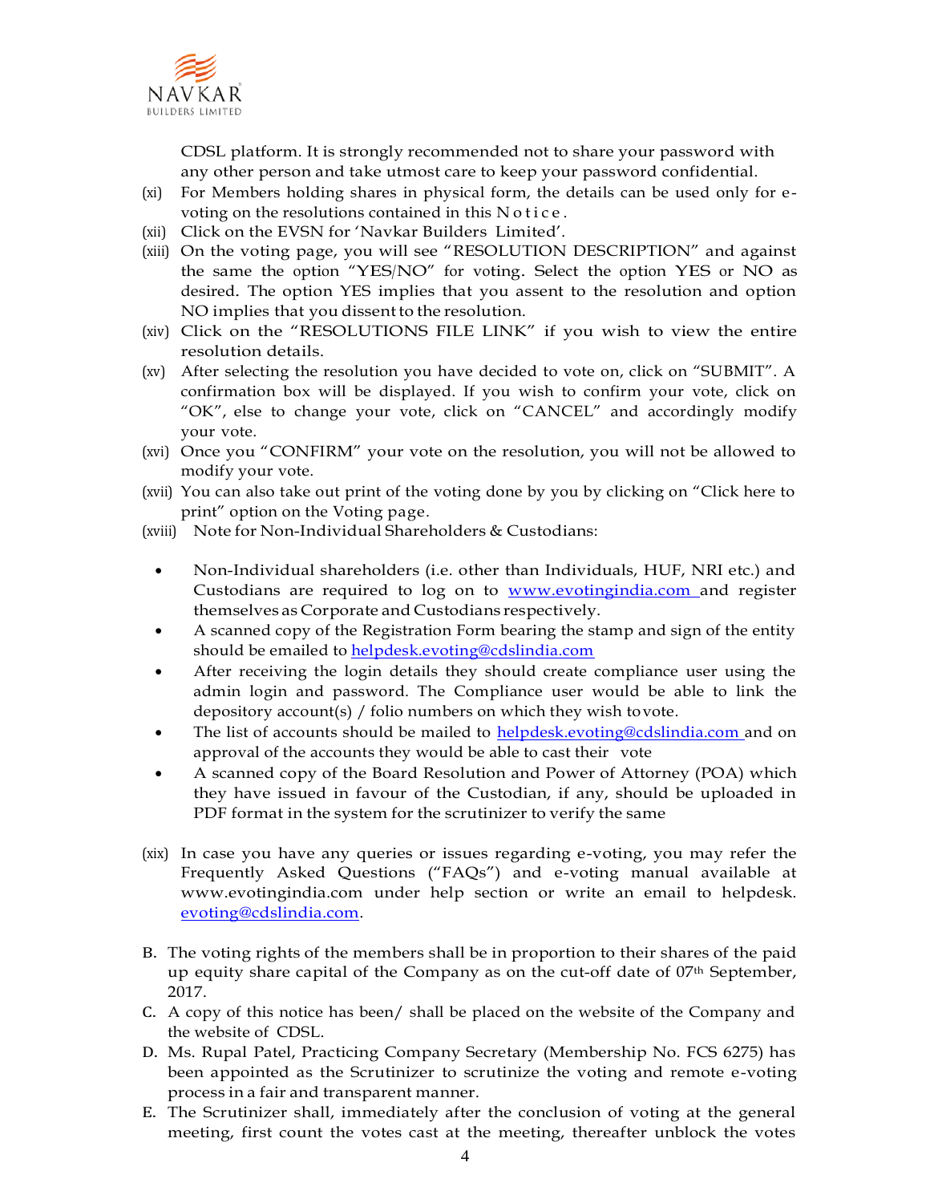CDSL platform. It is strongly recommended not to share your password with any other person and take utmost care to keep your password confidential.

(xi) For Members holding shares in physical form, the details can be used only for e-voting on the resolutions contained in this Notice.

(xii) Click on the EVSN for 'Navkar Builders Limited'.

(xiii) On the voting page, you will see "RESOLUTION DESCRIPTION" and against the same the option "YES/NO" for voting. Select the option YES or NO as desired. The option YES implies that you assent to the resolution and option NO implies that you dissent to the resolution.

(xiv) Click on the "RESOLUTIONS FILE LINK" if you wish to view the entire resolution details.

(xv) After selecting the resolution you have decided to vote on, click on "SUBMIT". A confirmation box will be displayed. If you wish to confirm your vote, click on "OK", else to change your vote, click on "CANCEL" and accordingly modify your vote.

(xvi) Once you "CONFIRM" your vote on the resolution, you will not be allowed to modify your vote.

(xvii) You can also take out print of the voting done by you by clicking on "Click here to print" option on the Voting page.

(xviii) Note for Non-Individual Shareholders & Custodians:

- Non-Individual shareholders (i.e. other than Individuals, HUF, NRI etc.) and Custodians are required to log on to www.evotingindia.com and register themselves as Corporate and Custodians respectively.
- A scanned copy of the Registration Form bearing the stamp and sign of the entity should be emailed to helpdesk.evoting@cdslindia.com
- After receiving the login details they should create compliance user using the admin login and password. The Compliance user would be able to link the depository account(s) / folio numbers on which they wish to vote.
- The list of accounts should be mailed to helpdesk.evoting@cdslindia.com and on approval of the accounts they would be able to cast their vote
- A scanned copy of the Board Resolution and Power of Attorney (POA) which they have issued in favour of the Custodian, if any, should be uploaded in PDF format in the system for the scrutinizer to verify the same

(xix) In case you have any queries or issues regarding e-voting, you may refer the Frequently Asked Questions ("FAQs") and e-voting manual available at www.evotingindia.com under help section or write an email to helpdesk.evoting@cdslindia.com.

B. The voting rights of the members shall be in proportion to their shares of the paid up equity share capital of the Company as on the cut-off date of 07th September, 2017.

C. A copy of this notice has been/ shall be placed on the website of the Company and the website of CDSL.

D. Ms. Rupal Patel, Practicing Company Secretary (Membership No. FCS 6275) has been appointed as the Scrutinizer to scrutinize the voting and remote e-voting process in a fair and transparent manner.

E. The Scrutinizer shall, immediately after the conclusion of voting at the general meeting, first count the votes cast at the meeting, thereafter unblock the votes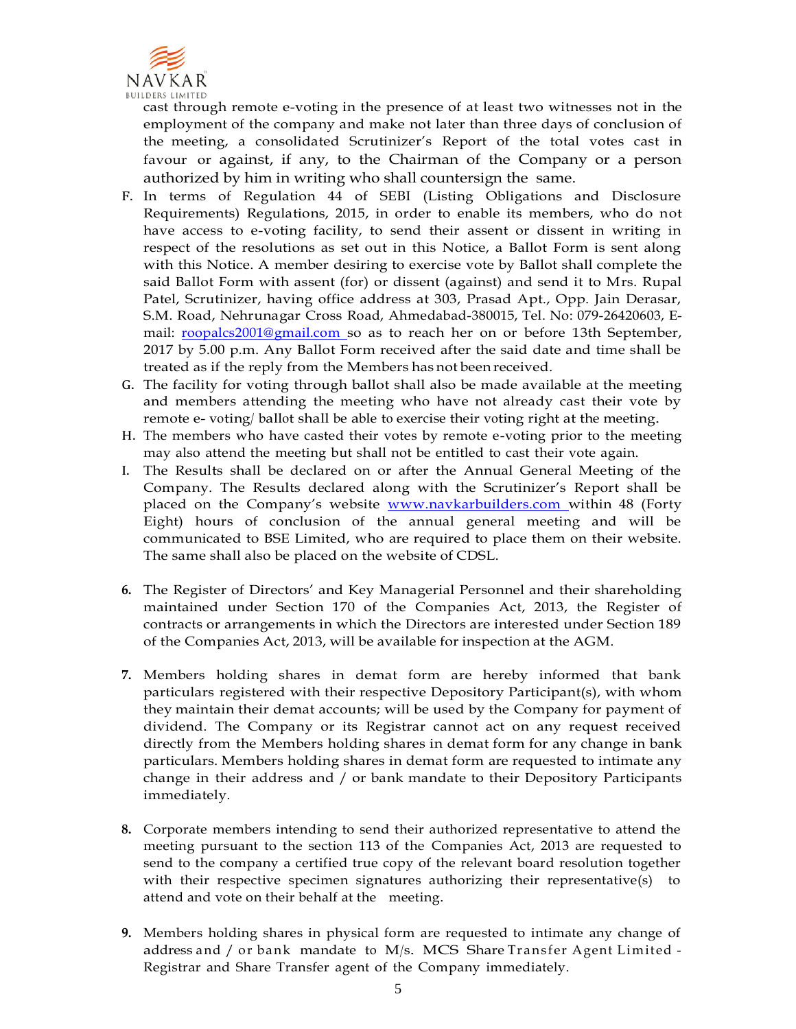cast through remote e-voting in the presence of at least two witnesses not in the employment of the company and make not later than three days of conclusion of the meeting, a consolidated Scrutinizer's Report of the total votes cast in favour or against, if any, to the Chairman of the Company or a person authorized by him in writing who shall countersign the same.

F. In terms of Regulation 44 of SEBI (Listing Obligations and Disclosure Requirements) Regulations, 2015, in order to enable its members, who do not have access to e-voting facility, to send their assent or dissent in writing in respect of the resolutions as set out in this Notice, a Ballot Form is sent along with this Notice. A member desiring to exercise vote by Ballot shall complete the said Ballot Form with assent (for) or dissent (against) and send it to Mrs. Rupal Patel, Scrutinizer, having office address at 303, Prasad Apt., Opp. Jain Derasar, S.M. Road, Nehrunagar Cross Road, Ahmedabad-380015, Tel. No: 079-26420603, E-mail: roopalcs2001@gmail.com so as to reach her on or before 13th September, 2017 by 5.00 p.m. Any Ballot Form received after the said date and time shall be treated as if the reply from the Members has not been received.

G. The facility for voting through ballot shall also be made available at the meeting and members attending the meeting who have not already cast their vote by remote e- voting/ ballot shall be able to exercise their voting right at the meeting.

H. The members who have casted their votes by remote e-voting prior to the meeting may also attend the meeting but shall not be entitled to cast their vote again.

I. The Results shall be declared on or after the Annual General Meeting of the Company. The Results declared along with the Scrutinizer's Report shall be placed on the Company's website www.navkarbuilders.com within 48 (Forty Eight) hours of conclusion of the annual general meeting and will be communicated to BSE Limited, who are required to place them on their website. The same shall also be placed on the website of CDSL.

**6.** The Register of Directors' and Key Managerial Personnel and their shareholding maintained under Section 170 of the Companies Act, 2013, the Register of contracts or arrangements in which the Directors are interested under Section 189 of the Companies Act, 2013, will be available for inspection at the AGM.

**7.** Members holding shares in demat form are hereby informed that bank particulars registered with their respective Depository Participant(s), with whom they maintain their demat accounts; will be used by the Company for payment of dividend. The Company or its Registrar cannot act on any request received directly from the Members holding shares in demat form for any change in bank particulars. Members holding shares in demat form are requested to intimate any change in their address and / or bank mandate to their Depository Participants immediately.

**8.** Corporate members intending to send their authorized representative to attend the meeting pursuant to the section 113 of the Companies Act, 2013 are requested to send to the company a certified true copy of the relevant board resolution together with their respective specimen signatures authorizing their representative(s) to attend and vote on their behalf at the meeting.

**9.** Members holding shares in physical form are requested to intimate any change of address and / or bank mandate to M/s. MCS Share Transfer Agent Limited - Registrar and Share Transfer agent of the Company immediately.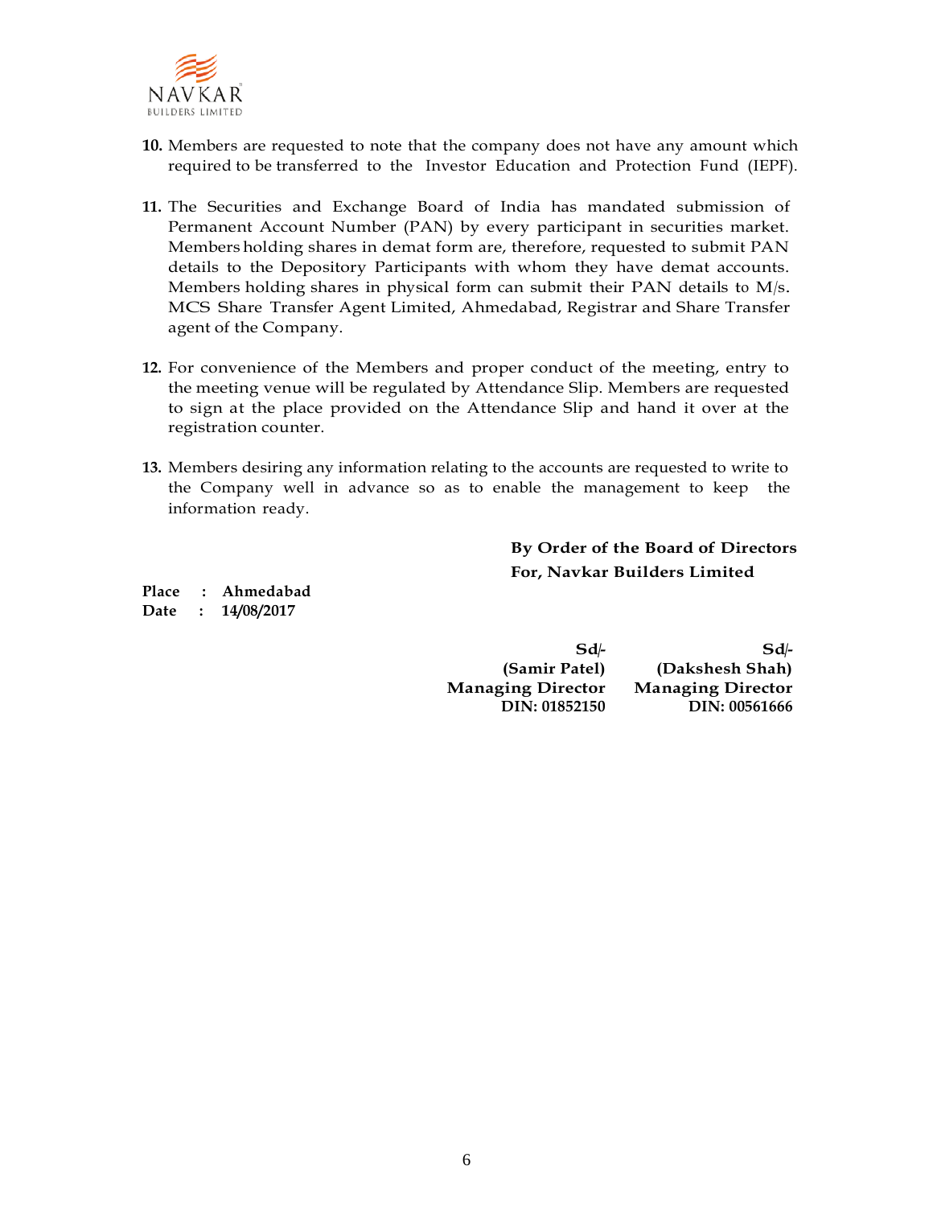10. Members are requested to note that the company does not have any amount which required to be transferred to the Investor Education and Protection Fund (IEPF).

11. The Securities and Exchange Board of India has mandated submission of Permanent Account Number (PAN) by every participant in securities market. Members holding shares in demat form are, therefore, requested to submit PAN details to the Depository Participants with whom they have demat accounts. Members holding shares in physical form can submit their PAN details to M/s. MCS Share Transfer Agent Limited, Ahmedabad, Registrar and Share Transfer agent of the Company.

12. For convenience of the Members and proper conduct of the meeting, entry to the meeting venue will be regulated by Attendance Slip. Members are requested to sign at the place provided on the Attendance Slip and hand it over at the registration counter.

13. Members desiring any information relating to the accounts are requested to write to the Company well in advance so as to enable the management to keep the information ready.

**By Order of the Board of Directors**
**For, Navkar Builders Limited**

**Place : Ahmedabad**
**Date : 14/08/2017**

| Sd/- | Sd/- |
|---|---|
| **(Samir Patel)** | **(Dakshesh Shah)** |
| **Managing Director** | **Managing Director** |
| **DIN: 01852150** | **DIN: 00561666** |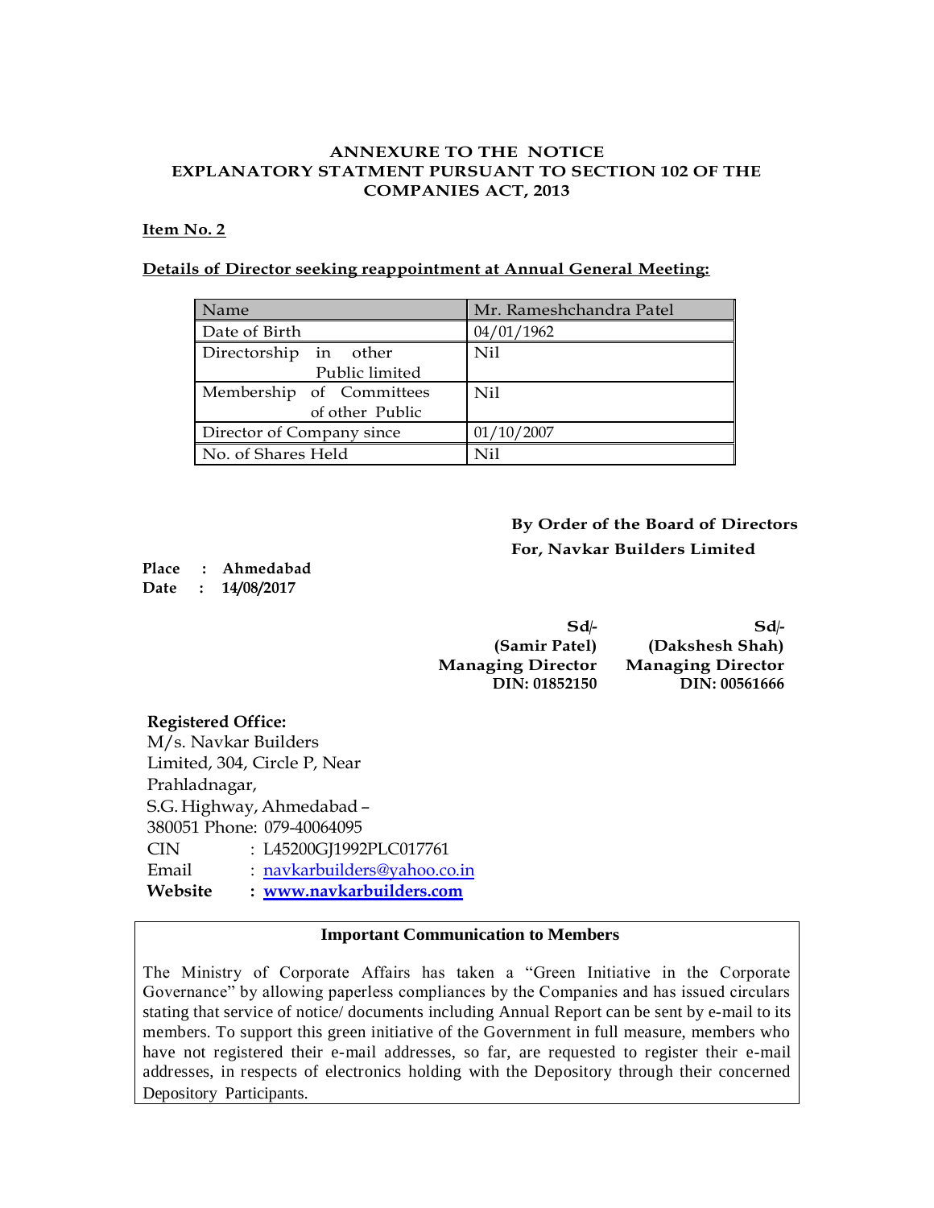## ANNEXURE TO THE NOTICE
## EXPLANATORY STATMENT PURSUANT TO SECTION 102 OF THE COMPANIES ACT, 2013

**Item No. 2**

**Details of Director seeking reappointment at Annual General Meeting:**

| Name | Mr. Rameshchandra Patel |
|---|---|
| Date of Birth | 04/01/1962 |
| Directorship in other Public limited | Nil |
| Membership of Committees of other Public | Nil |
| Director of Company since | 01/10/2007 |
| No. of Shares Held | Nil |

**By Order of the Board of Directors**
**For, Navkar Builders Limited**

**Place : Ahmedabad**
**Date : 14/08/2017**

| Sd/- | Sd/- |
|---|---|
| **(Samir Patel)** | **(Dakshesh Shah)** |
| **Managing Director** | **Managing Director** |
| **DIN: 01852150** | **DIN: 00561666** |

**Registered Office:**
M/s. Navkar Builders Limited, 304, Circle P, Near Prahladnagar,
S.G. Highway, Ahmedabad – 380051 Phone: 079-40064095
CIN : L45200GJ1992PLC017761
Email : navkarbuilders@yahoo.co.in
**Website : www.navkarbuilders.com**

**Important Communication to Members**

The Ministry of Corporate Affairs has taken a "Green Initiative in the Corporate Governance" by allowing paperless compliances by the Companies and has issued circulars stating that service of notice/ documents including Annual Report can be sent by e-mail to its members. To support this green initiative of the Government in full measure, members who have not registered their e-mail addresses, so far, are requested to register their e-mail addresses, in respects of electronics holding with the Depository through their concerned Depository Participants.